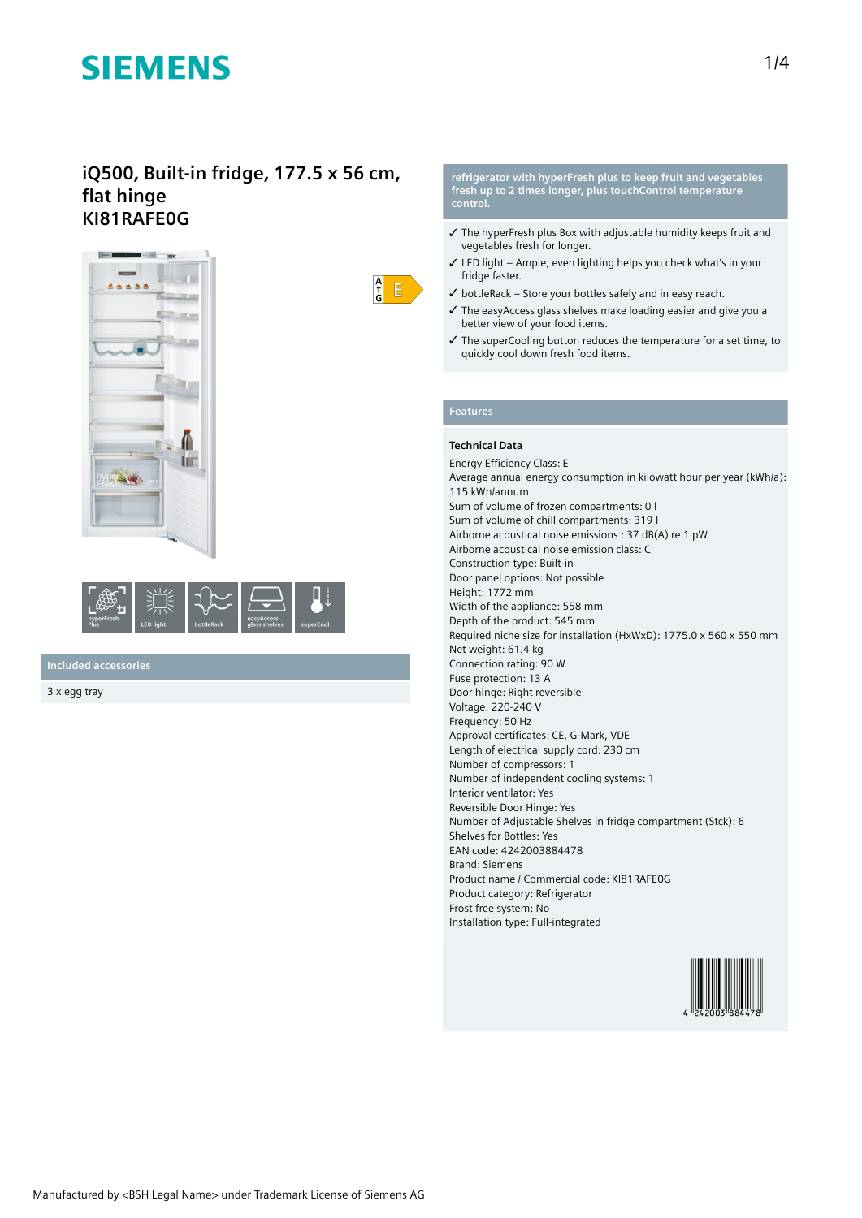SIEMENS

# iQ500, Built-in fridge, 177.5 x 56 cm, flat hinge
# KI81RAFE0G

A ↑ G E

hyperFresh Plus | LED light | bottleRack | easyAccess glass shelves | superCool

## Included accessories

3 x egg tray

## refrigerator with hyperFresh plus to keep fruit and vegetables fresh up to 2 times longer, plus touchControl temperature control.

- ✓ The hyperFresh plus Box with adjustable humidity keeps fruit and vegetables fresh for longer.
- ✓ LED light – Ample, even lighting helps you check what's in your fridge faster.
- ✓ bottleRack – Store your bottles safely and in easy reach.
- ✓ The easyAccess glass shelves make loading easier and give you a better view of your food items.
- ✓ The superCooling button reduces the temperature for a set time, to quickly cool down fresh food items.

## Features

### Technical Data

Energy Efficiency Class: E
Average annual energy consumption in kilowatt hour per year (kWh/a): 115 kWh/annum
Sum of volume of frozen compartments: 0 l
Sum of volume of chill compartments: 319 l
Airborne acoustical noise emissions : 37 dB(A) re 1 pW
Airborne acoustical noise emission class: C
Construction type: Built-in
Door panel options: Not possible
Height: 1772 mm
Width of the appliance: 558 mm
Depth of the product: 545 mm
Required niche size for installation (HxWxD): 1775.0 x 560 x 550 mm
Net weight: 61.4 kg
Connection rating: 90 W
Fuse protection: 13 A
Door hinge: Right reversible
Voltage: 220-240 V
Frequency: 50 Hz
Approval certificates: CE, G-Mark, VDE
Length of electrical supply cord: 230 cm
Number of compressors: 1
Number of independent cooling systems: 1
Interior ventilator: Yes
Reversible Door Hinge: Yes
Number of Adjustable Shelves in fridge compartment (Stck): 6
Shelves for Bottles: Yes
EAN code: 4242003884478
Brand: Siemens
Product name / Commercial code: KI81RAFE0G
Product category: Refrigerator
Frost free system: No
Installation type: Full-integrated

4 242003 884478

Manufactured by <BSH Legal Name> under Trademark License of Siemens AG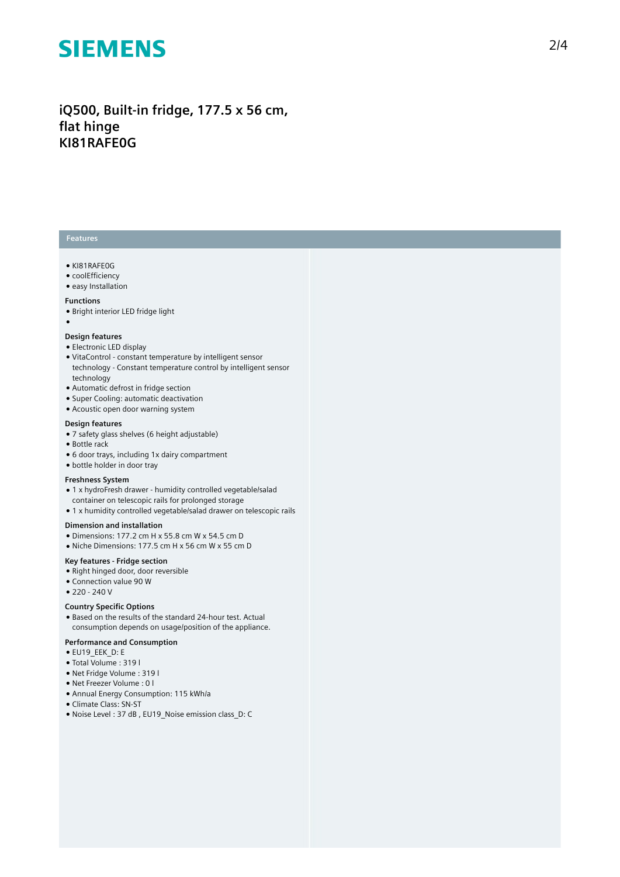# iQ500, Built-in fridge, 177.5 x 56 cm, flat hinge
# KI81RAFE0G

## Features

- KI81RAFE0G
- coolEfficiency
- easy Installation

### Functions

- Bright interior LED fridge light
- 

### Design features

- Electronic LED display
- VitaControl - constant temperature by intelligent sensor technology - Constant temperature control by intelligent sensor technology
- Automatic defrost in fridge section
- Super Cooling: automatic deactivation
- Acoustic open door warning system

### Design features

- 7 safety glass shelves (6 height adjustable)
- Bottle rack
- 6 door trays, including 1x dairy compartment
- bottle holder in door tray

### Freshness System

- 1 x hydroFresh drawer - humidity controlled vegetable/salad container on telescopic rails for prolonged storage
- 1 x humidity controlled vegetable/salad drawer on telescopic rails

### Dimension and installation

- Dimensions: 177.2 cm H x 55.8 cm W x 54.5 cm D
- Niche Dimensions: 177.5 cm H x 56 cm W x 55 cm D

### Key features - Fridge section

- Right hinged door, door reversible
- Connection value 90 W
- 220 - 240 V

### Country Specific Options

- Based on the results of the standard 24-hour test. Actual consumption depends on usage/position of the appliance.

### Performance and Consumption

- EU19_EEK_D: E
- Total Volume : 319 l
- Net Fridge Volume : 319 l
- Net Freezer Volume : 0 l
- Annual Energy Consumption: 115 kWh/a
- Climate Class: SN-ST
- Noise Level : 37 dB , EU19_Noise emission class_D: C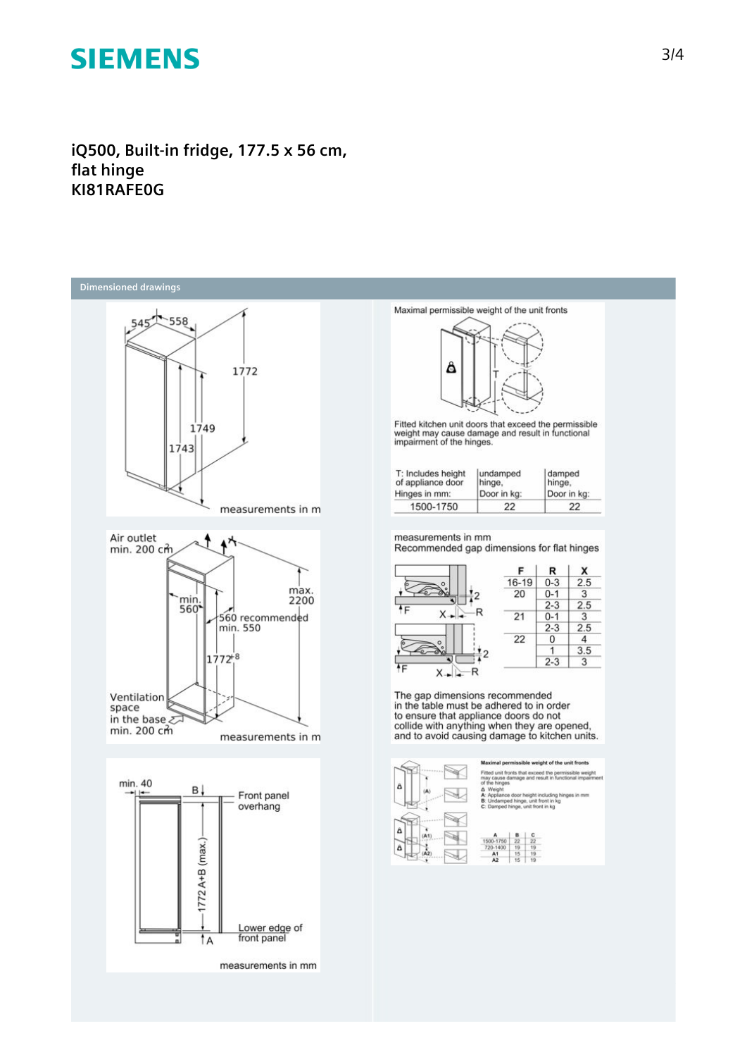# iQ500, Built-in fridge, 177.5 x 56 cm, flat hinge
# KI81RAFE0G

## Dimensioned drawings

545 558

1772

1749

1743

measurements in m

Maximal permissible weight of the unit fronts

T

Fitted kitchen unit doors that exceed the permissible weight may cause damage and result in functional impairment of the hinges.

| T: Includes height of appliance door Hinges in mm: | undamped hinge, Door in kg: | damped hinge, Door in kg: |
|---|---|---|
| 1500-1750 | 22 | 22 |

Air outlet min. 200 cm²

min. 560

max. 2200

560 recommended min. 550

1772+8

Ventilation space in the base min. 200 cm²

measurements in m

measurements in mm
Recommended gap dimensions for flat hinges

| F | R | X |
|---|---|---|
| 16-19 | 0-3 | 2.5 |
| 20 | 0-1 | 3 |
| | 2-3 | 2.5 |
| 21 | 0-1 | 3 |
| | 2-3 | 2.5 |
| 22 | 0 | 4 |
| | 1 | 3.5 |
| | 2-3 | 3 |

The gap dimensions recommended in the table must be adhered to in order to ensure that appliance doors do not collide with anything when they are opened, and to avoid causing damage to kitchen units.

min. 40

B

Front panel overhang

1772 A+B (max.)

Lower edge of front panel

A

measurements in mm

Maximal permissible weight of the unit fronts

Fitted unit fronts that exceed the permissible weight may cause damage and result in functional impairment of the hinges

Weight
A: Appliance door height including hinges in mm
B: Undamped hinge, unit front in kg
C: Damped hinge, unit front in kg

| A | B | C |
|---|---|---|
| 1500-1750 | 22 | 22 |
| 720-1400 | 19 | 19 |
| A1 | 15 | 19 |
| A2 | 15 | 19 |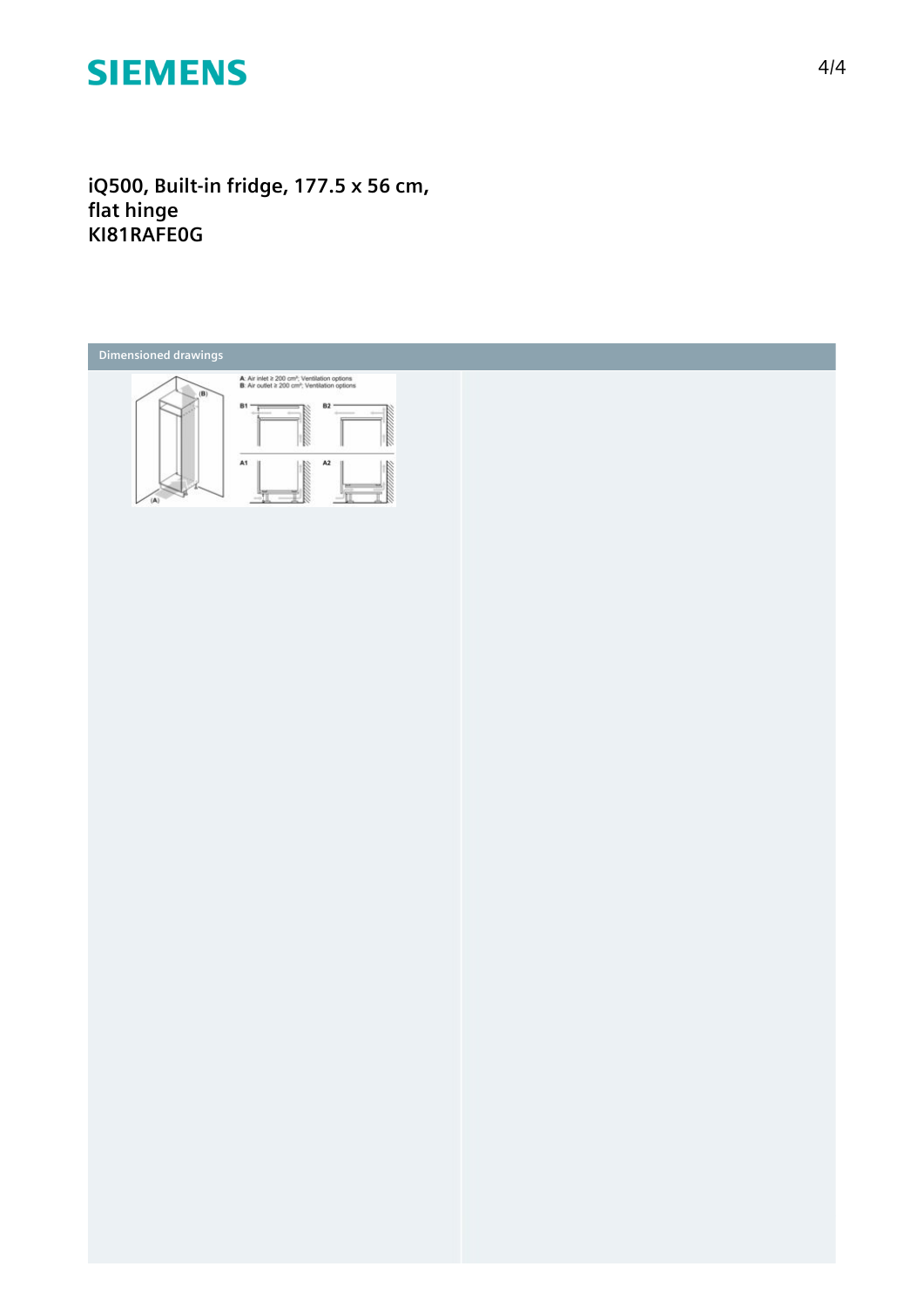## iQ500, Built-in fridge, 177.5 x 56 cm, flat hinge
## KI81RAFE0G

### Dimensioned drawings

A: Air inlet ≥ 200 cm², Ventilation options
B: Air outlet ≥ 200 cm², Ventilation options

(B)

(A)

B1

B2

A1

A2